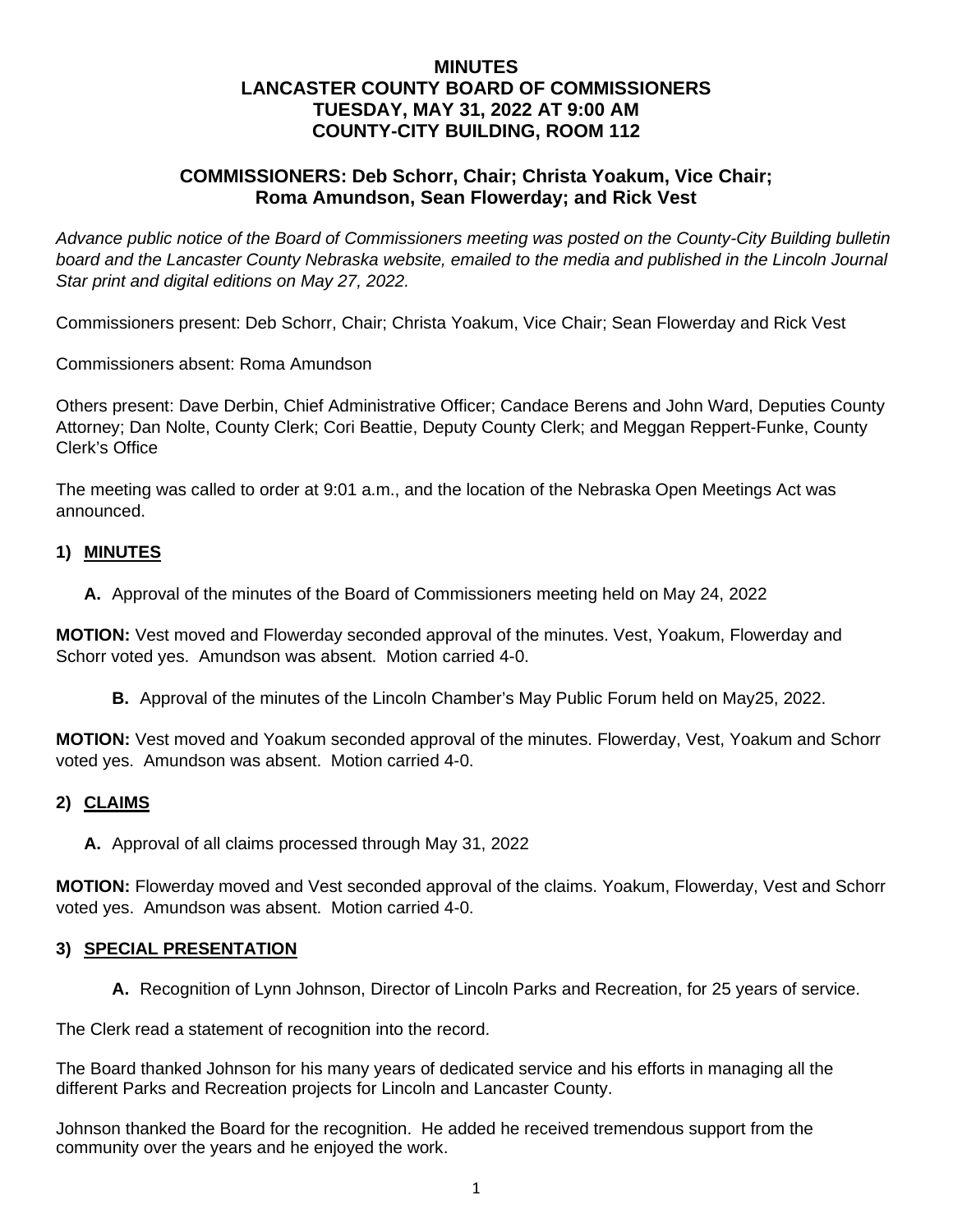# MINUTES
# LANCASTER COUNTY BOARD OF COMMISSIONERS
# TUESDAY, MAY 31, 2022 AT 9:00 AM
# COUNTY-CITY BUILDING, ROOM 112

## COMMISSIONERS: Deb Schorr, Chair; Christa Yoakum, Vice Chair; Roma Amundson, Sean Flowerday; and Rick Vest

*Advance public notice of the Board of Commissioners meeting was posted on the County-City Building bulletin board and the Lancaster County Nebraska website, emailed to the media and published in the Lincoln Journal Star print and digital editions on May 27, 2022.*

Commissioners present: Deb Schorr, Chair; Christa Yoakum, Vice Chair; Sean Flowerday and Rick Vest

Commissioners absent: Roma Amundson

Others present: Dave Derbin, Chief Administrative Officer; Candace Berens and John Ward, Deputies County Attorney; Dan Nolte, County Clerk; Cori Beattie, Deputy County Clerk; and Meggan Reppert-Funke, County Clerk's Office

The meeting was called to order at 9:01 a.m., and the location of the Nebraska Open Meetings Act was announced.

### 1) MINUTES

**A.** Approval of the minutes of the Board of Commissioners meeting held on May 24, 2022

**MOTION:** Vest moved and Flowerday seconded approval of the minutes. Vest, Yoakum, Flowerday and Schorr voted yes. Amundson was absent. Motion carried 4-0.

**B.** Approval of the minutes of the Lincoln Chamber's May Public Forum held on May25, 2022.

**MOTION:** Vest moved and Yoakum seconded approval of the minutes. Flowerday, Vest, Yoakum and Schorr voted yes. Amundson was absent. Motion carried 4-0.

### 2) CLAIMS

**A.** Approval of all claims processed through May 31, 2022

**MOTION:** Flowerday moved and Vest seconded approval of the claims. Yoakum, Flowerday, Vest and Schorr voted yes. Amundson was absent. Motion carried 4-0.

### 3) SPECIAL PRESENTATION

**A.** Recognition of Lynn Johnson, Director of Lincoln Parks and Recreation, for 25 years of service.

The Clerk read a statement of recognition into the record.

The Board thanked Johnson for his many years of dedicated service and his efforts in managing all the different Parks and Recreation projects for Lincoln and Lancaster County.

Johnson thanked the Board for the recognition. He added he received tremendous support from the community over the years and he enjoyed the work.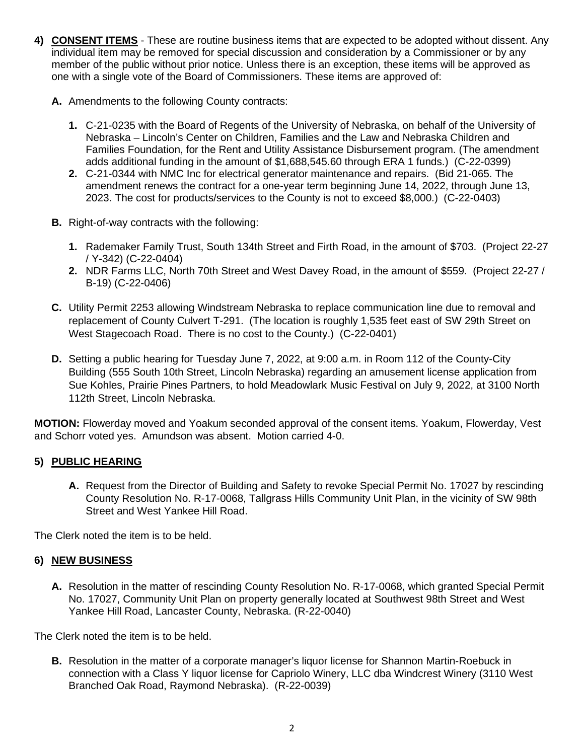4) **CONSENT ITEMS** - These are routine business items that are expected to be adopted without dissent. Any individual item may be removed for special discussion and consideration by a Commissioner or by any member of the public without prior notice. Unless there is an exception, these items will be approved as one with a single vote of the Board of Commissioners. These items are approved of:

   **A.** Amendments to the following County contracts:

   **1.** C-21-0235 with the Board of Regents of the University of Nebraska, on behalf of the University of Nebraska – Lincoln's Center on Children, Families and the Law and Nebraska Children and Families Foundation, for the Rent and Utility Assistance Disbursement program. (The amendment adds additional funding in the amount of $1,688,545.60 through ERA 1 funds.) (C-22-0399)

   **2.** C-21-0344 with NMC Inc for electrical generator maintenance and repairs. (Bid 21-065. The amendment renews the contract for a one-year term beginning June 14, 2022, through June 13, 2023. The cost for products/services to the County is not to exceed $8,000.) (C-22-0403)

   **B.** Right-of-way contracts with the following:

   **1.** Rademaker Family Trust, South 134th Street and Firth Road, in the amount of $703. (Project 22-27 / Y-342) (C-22-0404)

   **2.** NDR Farms LLC, North 70th Street and West Davey Road, in the amount of $559. (Project 22-27 / B-19) (C-22-0406)

   **C.** Utility Permit 2253 allowing Windstream Nebraska to replace communication line due to removal and replacement of County Culvert T-291. (The location is roughly 1,535 feet east of SW 29th Street on West Stagecoach Road. There is no cost to the County.) (C-22-0401)

   **D.** Setting a public hearing for Tuesday June 7, 2022, at 9:00 a.m. in Room 112 of the County-City Building (555 South 10th Street, Lincoln Nebraska) regarding an amusement license application from Sue Kohles, Prairie Pines Partners, to hold Meadowlark Music Festival on July 9, 2022, at 3100 North 112th Street, Lincoln Nebraska.

**MOTION:** Flowerday moved and Yoakum seconded approval of the consent items. Yoakum, Flowerday, Vest and Schorr voted yes. Amundson was absent. Motion carried 4-0.

5) **PUBLIC HEARING**

   **A.** Request from the Director of Building and Safety to revoke Special Permit No. 17027 by rescinding County Resolution No. R-17-0068, Tallgrass Hills Community Unit Plan, in the vicinity of SW 98th Street and West Yankee Hill Road.

The Clerk noted the item is to be held.

6) **NEW BUSINESS**

   **A.** Resolution in the matter of rescinding County Resolution No. R-17-0068, which granted Special Permit No. 17027, Community Unit Plan on property generally located at Southwest 98th Street and West Yankee Hill Road, Lancaster County, Nebraska. (R-22-0040)

The Clerk noted the item is to be held.

   **B.** Resolution in the matter of a corporate manager's liquor license for Shannon Martin-Roebuck in connection with a Class Y liquor license for Capriolo Winery, LLC dba Windcrest Winery (3110 West Branched Oak Road, Raymond Nebraska). (R-22-0039)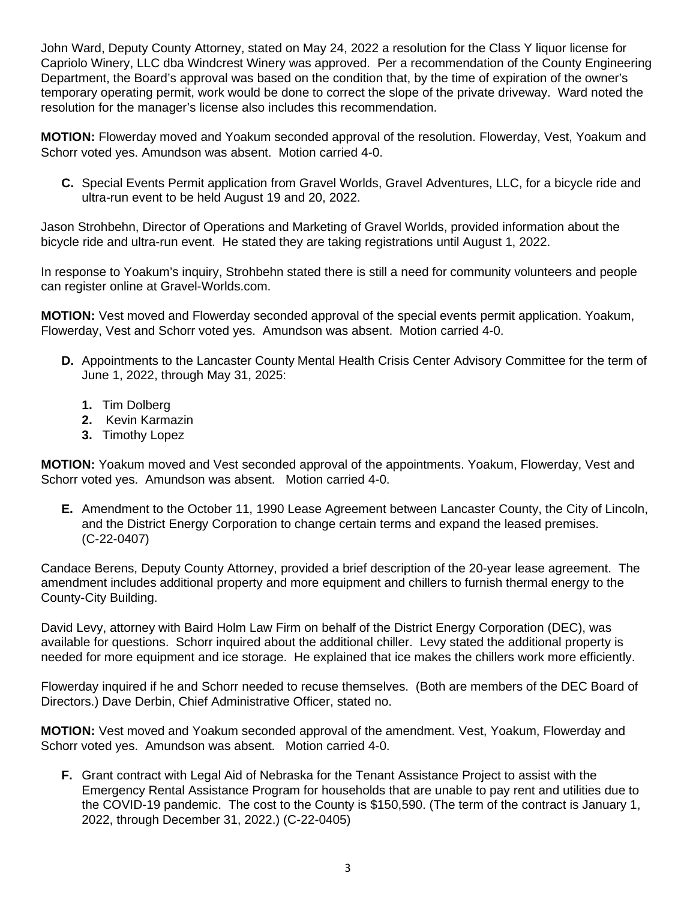John Ward, Deputy County Attorney, stated on May 24, 2022 a resolution for the Class Y liquor license for Capriolo Winery, LLC dba Windcrest Winery was approved. Per a recommendation of the County Engineering Department, the Board's approval was based on the condition that, by the time of expiration of the owner's temporary operating permit, work would be done to correct the slope of the private driveway. Ward noted the resolution for the manager's license also includes this recommendation.

**MOTION:** Flowerday moved and Yoakum seconded approval of the resolution. Flowerday, Vest, Yoakum and Schorr voted yes. Amundson was absent. Motion carried 4-0.

**C.** Special Events Permit application from Gravel Worlds, Gravel Adventures, LLC, for a bicycle ride and ultra-run event to be held August 19 and 20, 2022.

Jason Strohbehn, Director of Operations and Marketing of Gravel Worlds, provided information about the bicycle ride and ultra-run event. He stated they are taking registrations until August 1, 2022.

In response to Yoakum's inquiry, Strohbehn stated there is still a need for community volunteers and people can register online at Gravel-Worlds.com.

**MOTION:** Vest moved and Flowerday seconded approval of the special events permit application. Yoakum, Flowerday, Vest and Schorr voted yes. Amundson was absent. Motion carried 4-0.

**D.** Appointments to the Lancaster County Mental Health Crisis Center Advisory Committee for the term of June 1, 2022, through May 31, 2025:

1. Tim Dolberg
2. Kevin Karmazin
3. Timothy Lopez

**MOTION:** Yoakum moved and Vest seconded approval of the appointments. Yoakum, Flowerday, Vest and Schorr voted yes. Amundson was absent. Motion carried 4-0.

**E.** Amendment to the October 11, 1990 Lease Agreement between Lancaster County, the City of Lincoln, and the District Energy Corporation to change certain terms and expand the leased premises. (C-22-0407)

Candace Berens, Deputy County Attorney, provided a brief description of the 20-year lease agreement. The amendment includes additional property and more equipment and chillers to furnish thermal energy to the County-City Building.

David Levy, attorney with Baird Holm Law Firm on behalf of the District Energy Corporation (DEC), was available for questions. Schorr inquired about the additional chiller. Levy stated the additional property is needed for more equipment and ice storage. He explained that ice makes the chillers work more efficiently.

Flowerday inquired if he and Schorr needed to recuse themselves. (Both are members of the DEC Board of Directors.) Dave Derbin, Chief Administrative Officer, stated no.

**MOTION:** Vest moved and Yoakum seconded approval of the amendment. Vest, Yoakum, Flowerday and Schorr voted yes. Amundson was absent. Motion carried 4-0.

**F.** Grant contract with Legal Aid of Nebraska for the Tenant Assistance Project to assist with the Emergency Rental Assistance Program for households that are unable to pay rent and utilities due to the COVID-19 pandemic. The cost to the County is $150,590. (The term of the contract is January 1, 2022, through December 31, 2022.) (C-22-0405)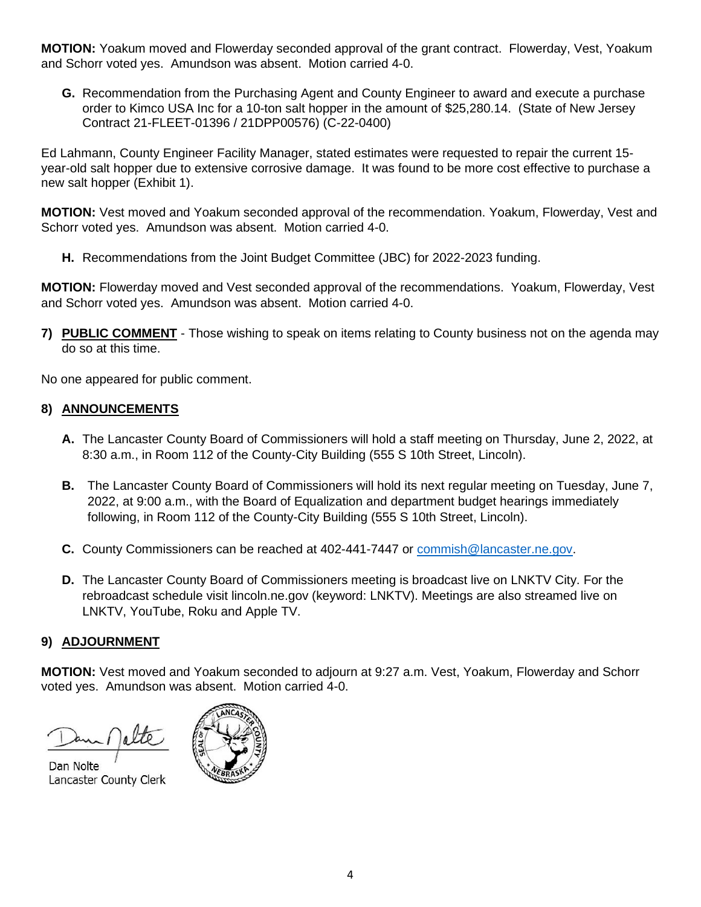**MOTION:** Yoakum moved and Flowerday seconded approval of the grant contract. Flowerday, Vest, Yoakum and Schorr voted yes. Amundson was absent. Motion carried 4-0.

**G.** Recommendation from the Purchasing Agent and County Engineer to award and execute a purchase order to Kimco USA Inc for a 10-ton salt hopper in the amount of $25,280.14. (State of New Jersey Contract 21-FLEET-01396 / 21DPP00576) (C-22-0400)

Ed Lahmann, County Engineer Facility Manager, stated estimates were requested to repair the current 15-year-old salt hopper due to extensive corrosive damage. It was found to be more cost effective to purchase a new salt hopper (Exhibit 1).

**MOTION:** Vest moved and Yoakum seconded approval of the recommendation. Yoakum, Flowerday, Vest and Schorr voted yes. Amundson was absent. Motion carried 4-0.

**H.** Recommendations from the Joint Budget Committee (JBC) for 2022-2023 funding.

**MOTION:** Flowerday moved and Vest seconded approval of the recommendations. Yoakum, Flowerday, Vest and Schorr voted yes. Amundson was absent. Motion carried 4-0.

**7) PUBLIC COMMENT** - Those wishing to speak on items relating to County business not on the agenda may do so at this time.

No one appeared for public comment.

## 8) ANNOUNCEMENTS

**A.** The Lancaster County Board of Commissioners will hold a staff meeting on Thursday, June 2, 2022, at 8:30 a.m., in Room 112 of the County-City Building (555 S 10th Street, Lincoln).

**B.** The Lancaster County Board of Commissioners will hold its next regular meeting on Tuesday, June 7, 2022, at 9:00 a.m., with the Board of Equalization and department budget hearings immediately following, in Room 112 of the County-City Building (555 S 10th Street, Lincoln).

**C.** County Commissioners can be reached at 402-441-7447 or commish@lancaster.ne.gov.

**D.** The Lancaster County Board of Commissioners meeting is broadcast live on LNKTV City. For the rebroadcast schedule visit lincoln.ne.gov (keyword: LNKTV). Meetings are also streamed live on LNKTV, YouTube, Roku and Apple TV.

## 9) ADJOURNMENT

**MOTION:** Vest moved and Yoakum seconded to adjourn at 9:27 a.m. Vest, Yoakum, Flowerday and Schorr voted yes. Amundson was absent. Motion carried 4-0.

Dan Nolte
Lancaster County Clerk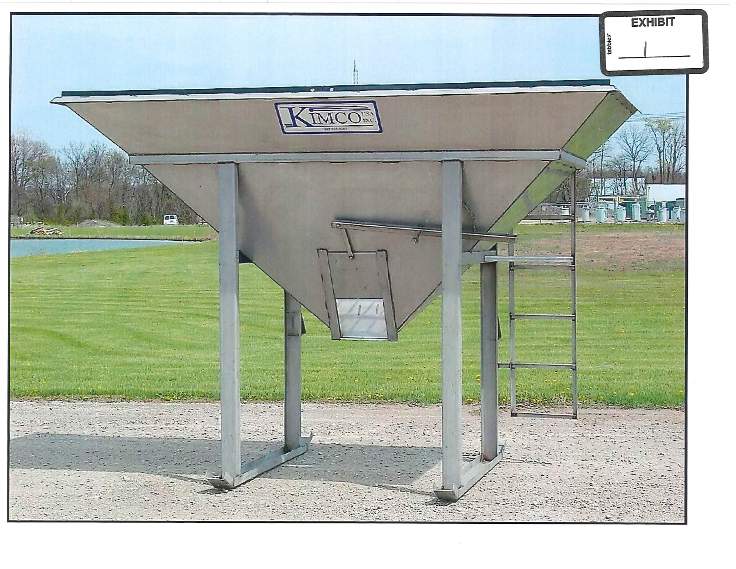EXHIBIT

1